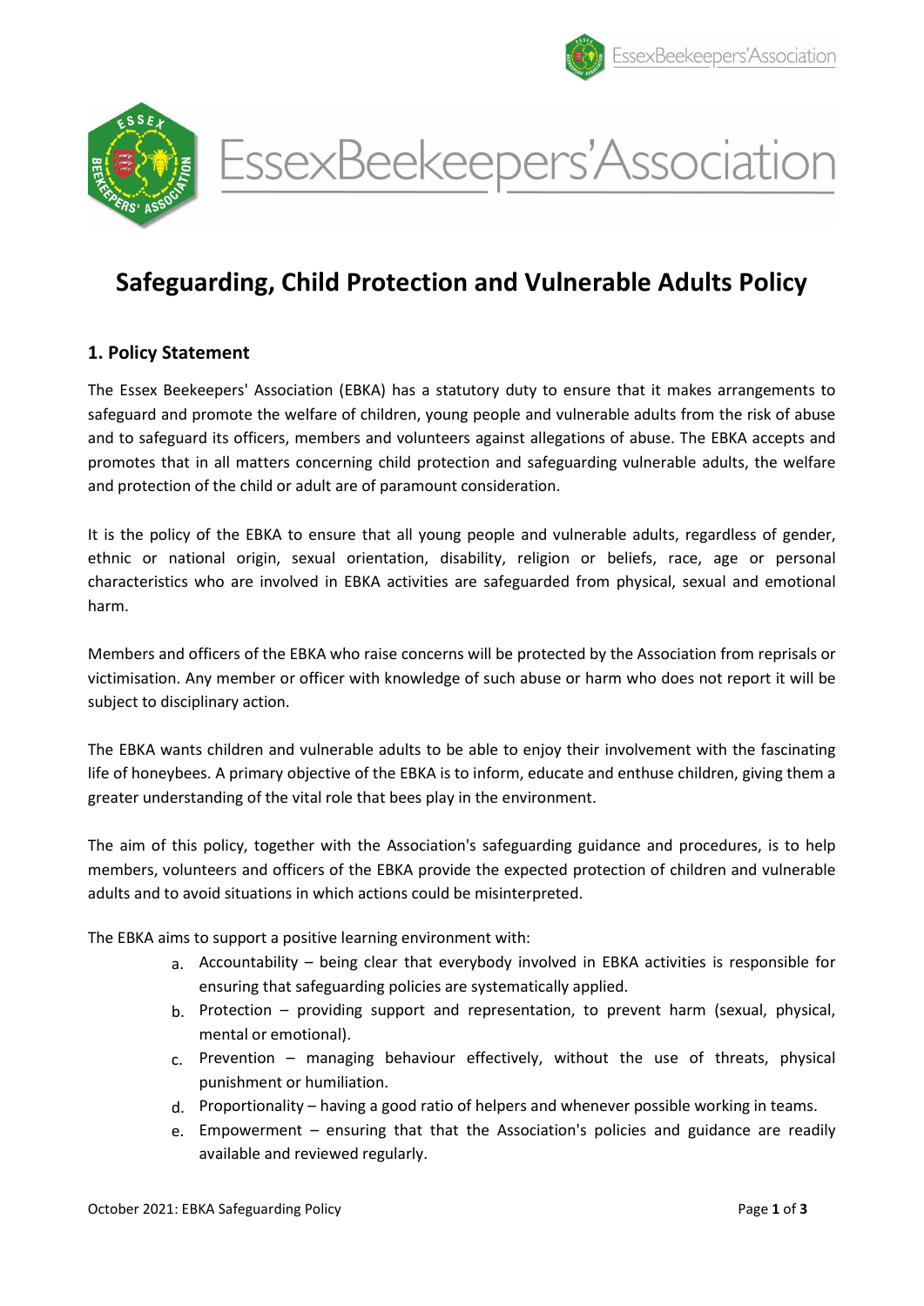# Safeguarding, Child Protection and Vulnerable Adults Policy

## 1. Policy Statement

The Essex Beekeepers' Association (EBKA) has a statutory duty to ensure that it makes arrangements to safeguard and promote the welfare of children, young people and vulnerable adults from the risk of abuse and to safeguard its officers, members and volunteers against allegations of abuse. The EBKA accepts and promotes that in all matters concerning child protection and safeguarding vulnerable adults, the welfare and protection of the child or adult are of paramount consideration.

It is the policy of the EBKA to ensure that all young people and vulnerable adults, regardless of gender, ethnic or national origin, sexual orientation, disability, religion or beliefs, race, age or personal characteristics who are involved in EBKA activities are safeguarded from physical, sexual and emotional harm.

Members and officers of the EBKA who raise concerns will be protected by the Association from reprisals or victimisation. Any member or officer with knowledge of such abuse or harm who does not report it will be subject to disciplinary action.

The EBKA wants children and vulnerable adults to be able to enjoy their involvement with the fascinating life of honeybees. A primary objective of the EBKA is to inform, educate and enthuse children, giving them a greater understanding of the vital role that bees play in the environment.

The aim of this policy, together with the Association's safeguarding guidance and procedures, is to help members, volunteers and officers of the EBKA provide the expected protection of children and vulnerable adults and to avoid situations in which actions could be misinterpreted.

The EBKA aims to support a positive learning environment with:

a. Accountability – being clear that everybody involved in EBKA activities is responsible for ensuring that safeguarding policies are systematically applied.
b. Protection – providing support and representation, to prevent harm (sexual, physical, mental or emotional).
c. Prevention – managing behaviour effectively, without the use of threats, physical punishment or humiliation.
d. Proportionality – having a good ratio of helpers and whenever possible working in teams.
e. Empowerment – ensuring that that the Association's policies and guidance are readily available and reviewed regularly.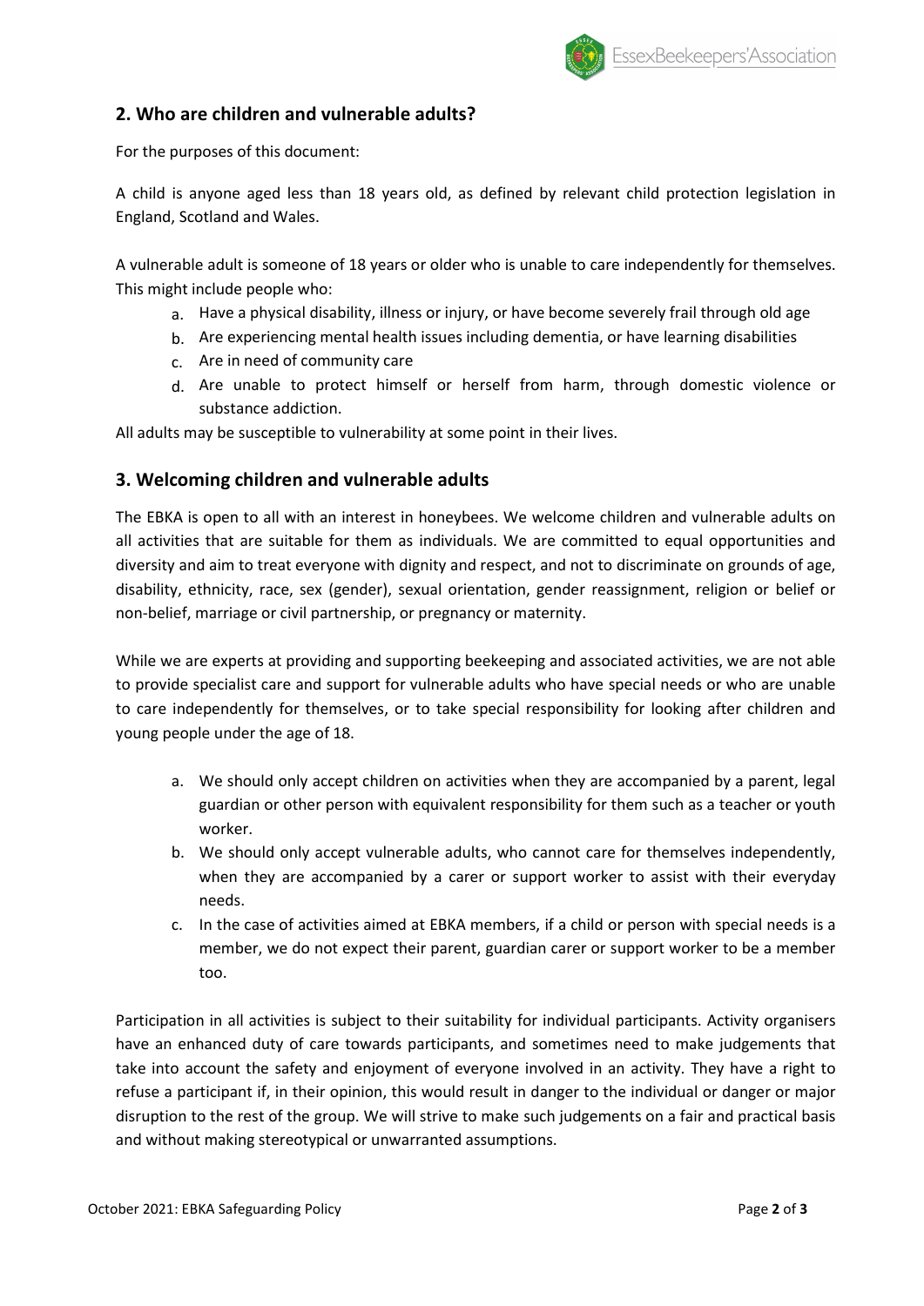## 2. Who are children and vulnerable adults?

For the purposes of this document:

A child is anyone aged less than 18 years old, as defined by relevant child protection legislation in England, Scotland and Wales.

A vulnerable adult is someone of 18 years or older who is unable to care independently for themselves. This might include people who:

a. Have a physical disability, illness or injury, or have become severely frail through old age
b. Are experiencing mental health issues including dementia, or have learning disabilities
c. Are in need of community care
d. Are unable to protect himself or herself from harm, through domestic violence or substance addiction.

All adults may be susceptible to vulnerability at some point in their lives.

## 3. Welcoming children and vulnerable adults

The EBKA is open to all with an interest in honeybees. We welcome children and vulnerable adults on all activities that are suitable for them as individuals. We are committed to equal opportunities and diversity and aim to treat everyone with dignity and respect, and not to discriminate on grounds of age, disability, ethnicity, race, sex (gender), sexual orientation, gender reassignment, religion or belief or non-belief, marriage or civil partnership, or pregnancy or maternity.

While we are experts at providing and supporting beekeeping and associated activities, we are not able to provide specialist care and support for vulnerable adults who have special needs or who are unable to care independently for themselves, or to take special responsibility for looking after children and young people under the age of 18.

a. We should only accept children on activities when they are accompanied by a parent, legal guardian or other person with equivalent responsibility for them such as a teacher or youth worker.
b. We should only accept vulnerable adults, who cannot care for themselves independently, when they are accompanied by a carer or support worker to assist with their everyday needs.
c. In the case of activities aimed at EBKA members, if a child or person with special needs is a member, we do not expect their parent, guardian carer or support worker to be a member too.

Participation in all activities is subject to their suitability for individual participants. Activity organisers have an enhanced duty of care towards participants, and sometimes need to make judgements that take into account the safety and enjoyment of everyone involved in an activity. They have a right to refuse a participant if, in their opinion, this would result in danger to the individual or danger or major disruption to the rest of the group. We will strive to make such judgements on a fair and practical basis and without making stereotypical or unwarranted assumptions.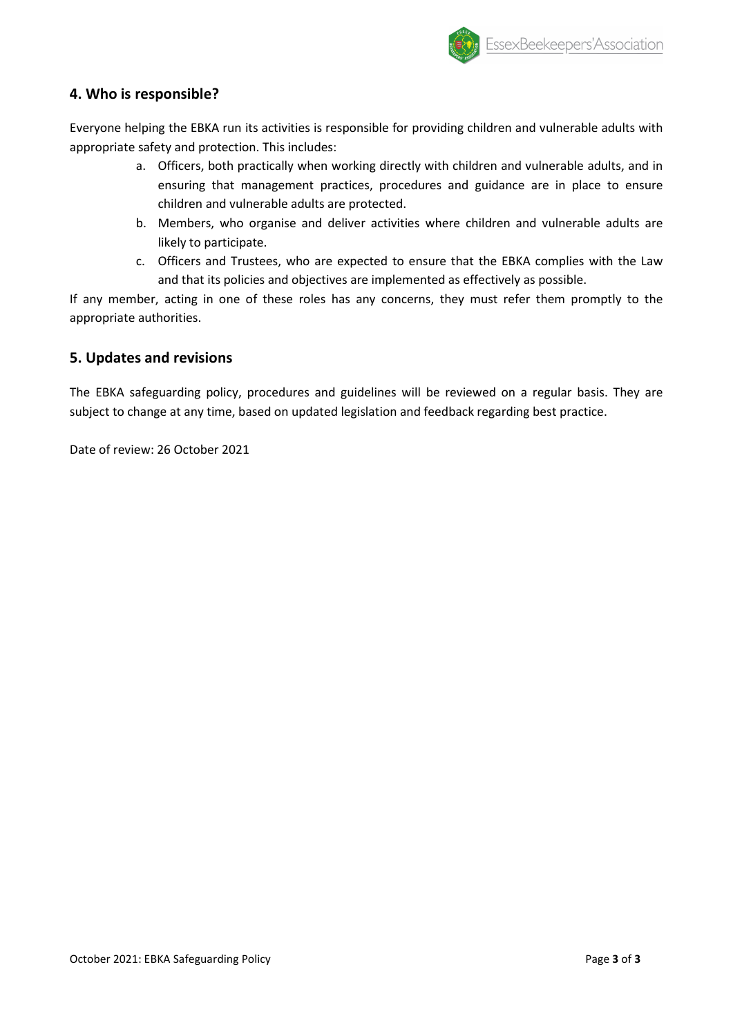## 4. Who is responsible?

Everyone helping the EBKA run its activities is responsible for providing children and vulnerable adults with appropriate safety and protection. This includes:

a. Officers, both practically when working directly with children and vulnerable adults, and in ensuring that management practices, procedures and guidance are in place to ensure children and vulnerable adults are protected.
b. Members, who organise and deliver activities where children and vulnerable adults are likely to participate.
c. Officers and Trustees, who are expected to ensure that the EBKA complies with the Law and that its policies and objectives are implemented as effectively as possible.

If any member, acting in one of these roles has any concerns, they must refer them promptly to the appropriate authorities.

## 5. Updates and revisions

The EBKA safeguarding policy, procedures and guidelines will be reviewed on a regular basis. They are subject to change at any time, based on updated legislation and feedback regarding best practice.

Date of review: 26 October 2021